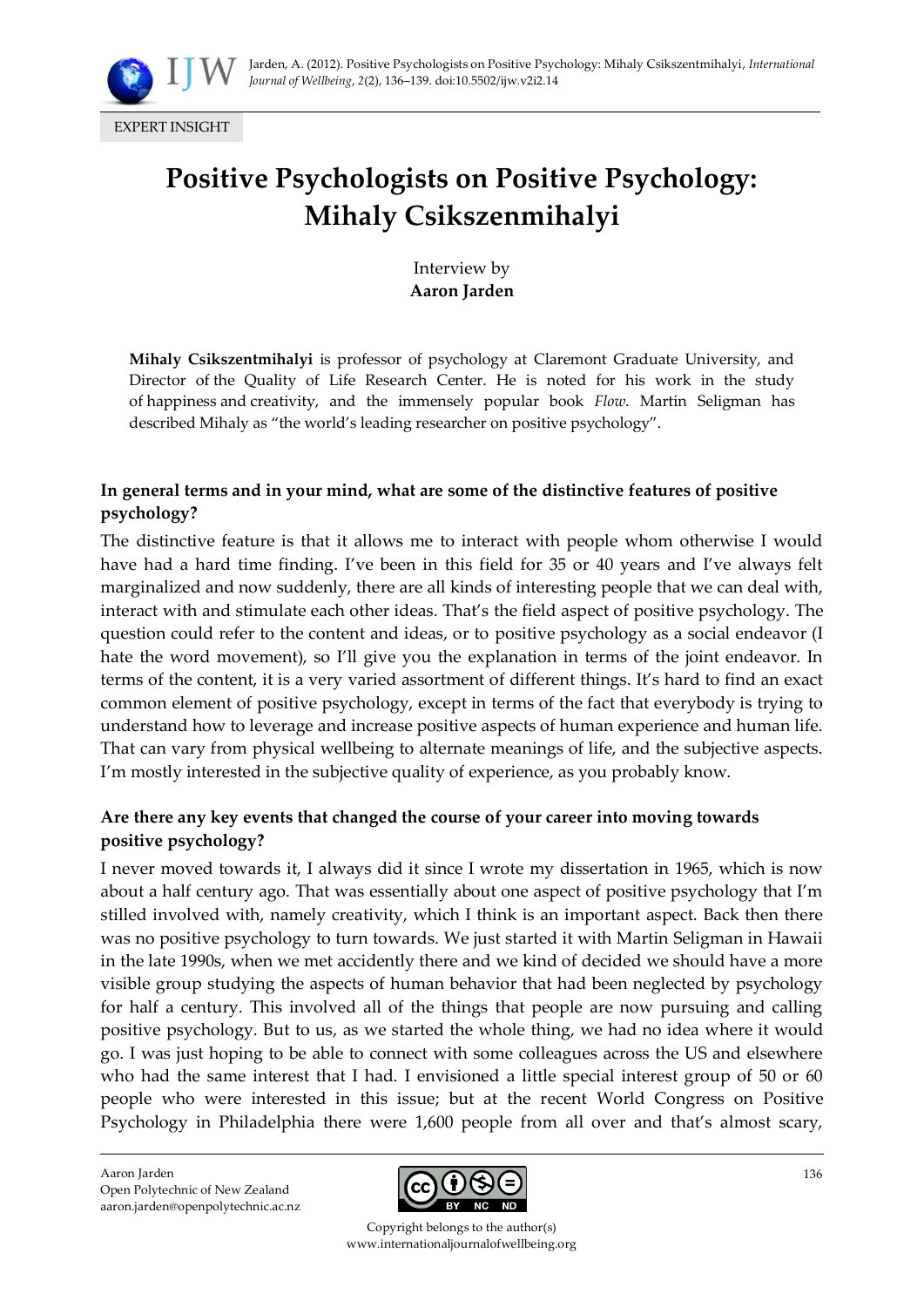EXPERT INSIGHT

# Positive Psychologists on Positive Psychology: Mihaly Csikszenmihalyi

Interview by
**Aaron Jarden**

**Mihaly Csikszentmihalyi** is professor of psychology at Claremont Graduate University, and Director of the Quality of Life Research Center. He is noted for his work in the study of happiness and creativity, and the immensely popular book *Flow*. Martin Seligman has described Mihaly as "the world's leading researcher on positive psychology".

**In general terms and in your mind, what are some of the distinctive features of positive psychology?**

The distinctive feature is that it allows me to interact with people whom otherwise I would have had a hard time finding. I've been in this field for 35 or 40 years and I've always felt marginalized and now suddenly, there are all kinds of interesting people that we can deal with, interact with and stimulate each other ideas. That's the field aspect of positive psychology. The question could refer to the content and ideas, or to positive psychology as a social endeavor (I hate the word movement), so I'll give you the explanation in terms of the joint endeavor. In terms of the content, it is a very varied assortment of different things. It's hard to find an exact common element of positive psychology, except in terms of the fact that everybody is trying to understand how to leverage and increase positive aspects of human experience and human life. That can vary from physical wellbeing to alternate meanings of life, and the subjective aspects. I'm mostly interested in the subjective quality of experience, as you probably know.

**Are there any key events that changed the course of your career into moving towards positive psychology?**

I never moved towards it, I always did it since I wrote my dissertation in 1965, which is now about a half century ago. That was essentially about one aspect of positive psychology that I'm stilled involved with, namely creativity, which I think is an important aspect. Back then there was no positive psychology to turn towards. We just started it with Martin Seligman in Hawaii in the late 1990s, when we met accidently there and we kind of decided we should have a more visible group studying the aspects of human behavior that had been neglected by psychology for half a century. This involved all of the things that people are now pursuing and calling positive psychology. But to us, as we started the whole thing, we had no idea where it would go. I was just hoping to be able to connect with some colleagues across the US and elsewhere who had the same interest that I had. I envisioned a little special interest group of 50 or 60 people who were interested in this issue; but at the recent World Congress on Positive Psychology in Philadelphia there were 1,600 people from all over and that's almost scary,

Aaron Jarden
Open Polytechnic of New Zealand
aaron.jarden@openpolytechnic.ac.nz

Copyright belongs to the author(s)
www.internationaljournalofwellbeing.org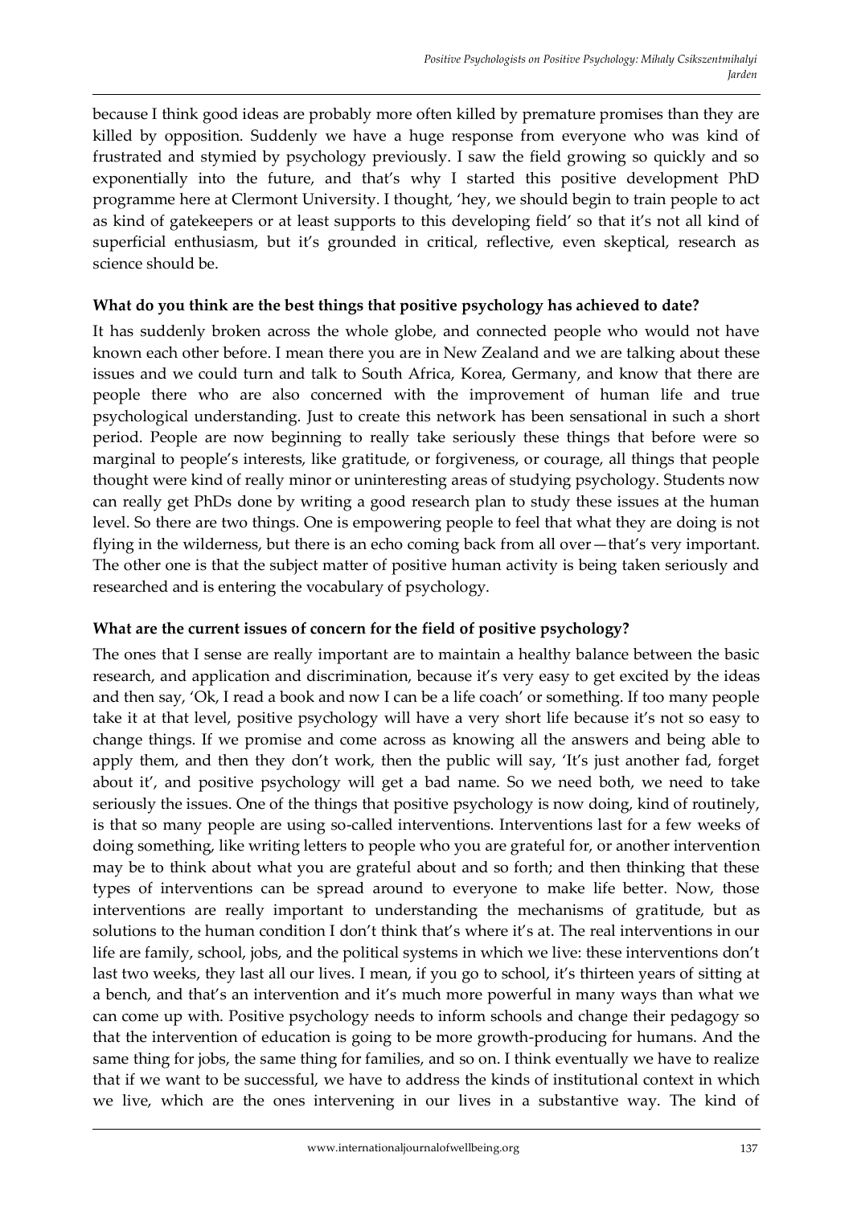because I think good ideas are probably more often killed by premature promises than they are killed by opposition. Suddenly we have a huge response from everyone who was kind of frustrated and stymied by psychology previously. I saw the field growing so quickly and so exponentially into the future, and that's why I started this positive development PhD programme here at Clermont University. I thought, 'hey, we should begin to train people to act as kind of gatekeepers or at least supports to this developing field' so that it's not all kind of superficial enthusiasm, but it's grounded in critical, reflective, even skeptical, research as science should be.

**What do you think are the best things that positive psychology has achieved to date?**

It has suddenly broken across the whole globe, and connected people who would not have known each other before. I mean there you are in New Zealand and we are talking about these issues and we could turn and talk to South Africa, Korea, Germany, and know that there are people there who are also concerned with the improvement of human life and true psychological understanding. Just to create this network has been sensational in such a short period. People are now beginning to really take seriously these things that before were so marginal to people's interests, like gratitude, or forgiveness, or courage, all things that people thought were kind of really minor or uninteresting areas of studying psychology. Students now can really get PhDs done by writing a good research plan to study these issues at the human level. So there are two things. One is empowering people to feel that what they are doing is not flying in the wilderness, but there is an echo coming back from all over—that's very important. The other one is that the subject matter of positive human activity is being taken seriously and researched and is entering the vocabulary of psychology.

**What are the current issues of concern for the field of positive psychology?**

The ones that I sense are really important are to maintain a healthy balance between the basic research, and application and discrimination, because it's very easy to get excited by the ideas and then say, 'Ok, I read a book and now I can be a life coach' or something. If too many people take it at that level, positive psychology will have a very short life because it's not so easy to change things. If we promise and come across as knowing all the answers and being able to apply them, and then they don't work, then the public will say, 'It's just another fad, forget about it', and positive psychology will get a bad name. So we need both, we need to take seriously the issues. One of the things that positive psychology is now doing, kind of routinely, is that so many people are using so-called interventions. Interventions last for a few weeks of doing something, like writing letters to people who you are grateful for, or another intervention may be to think about what you are grateful about and so forth; and then thinking that these types of interventions can be spread around to everyone to make life better. Now, those interventions are really important to understanding the mechanisms of gratitude, but as solutions to the human condition I don't think that's where it's at. The real interventions in our life are family, school, jobs, and the political systems in which we live: these interventions don't last two weeks, they last all our lives. I mean, if you go to school, it's thirteen years of sitting at a bench, and that's an intervention and it's much more powerful in many ways than what we can come up with. Positive psychology needs to inform schools and change their pedagogy so that the intervention of education is going to be more growth-producing for humans. And the same thing for jobs, the same thing for families, and so on. I think eventually we have to realize that if we want to be successful, we have to address the kinds of institutional context in which we live, which are the ones intervening in our lives in a substantive way. The kind of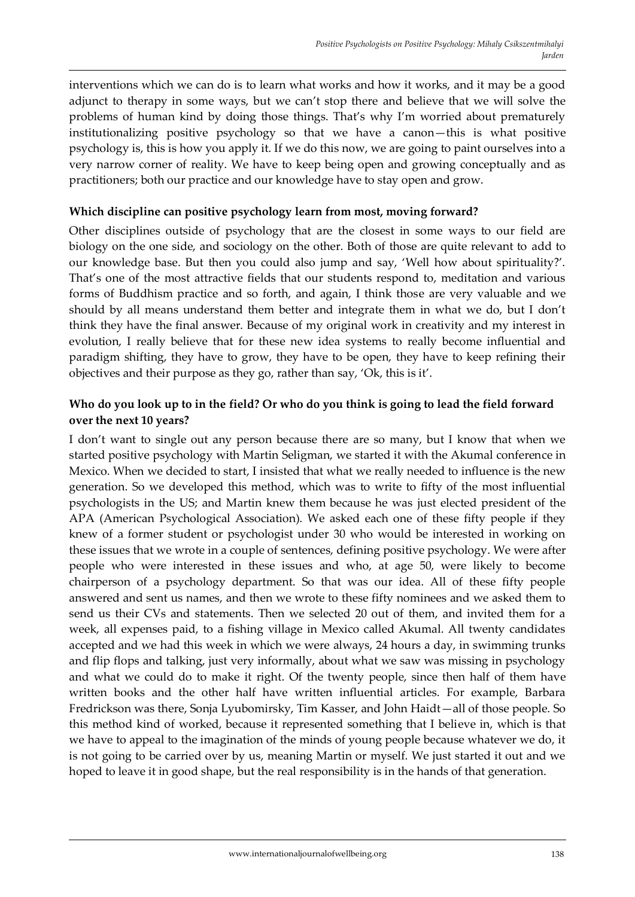interventions which we can do is to learn what works and how it works, and it may be a good adjunct to therapy in some ways, but we can't stop there and believe that we will solve the problems of human kind by doing those things. That's why I'm worried about prematurely institutionalizing positive psychology so that we have a canon—this is what positive psychology is, this is how you apply it. If we do this now, we are going to paint ourselves into a very narrow corner of reality. We have to keep being open and growing conceptually and as practitioners; both our practice and our knowledge have to stay open and grow.

**Which discipline can positive psychology learn from most, moving forward?**

Other disciplines outside of psychology that are the closest in some ways to our field are biology on the one side, and sociology on the other. Both of those are quite relevant to add to our knowledge base. But then you could also jump and say, 'Well how about spirituality?'. That's one of the most attractive fields that our students respond to, meditation and various forms of Buddhism practice and so forth, and again, I think those are very valuable and we should by all means understand them better and integrate them in what we do, but I don't think they have the final answer. Because of my original work in creativity and my interest in evolution, I really believe that for these new idea systems to really become influential and paradigm shifting, they have to grow, they have to be open, they have to keep refining their objectives and their purpose as they go, rather than say, 'Ok, this is it'.

**Who do you look up to in the field? Or who do you think is going to lead the field forward over the next 10 years?**

I don't want to single out any person because there are so many, but I know that when we started positive psychology with Martin Seligman, we started it with the Akumal conference in Mexico. When we decided to start, I insisted that what we really needed to influence is the new generation. So we developed this method, which was to write to fifty of the most influential psychologists in the US; and Martin knew them because he was just elected president of the APA (American Psychological Association). We asked each one of these fifty people if they knew of a former student or psychologist under 30 who would be interested in working on these issues that we wrote in a couple of sentences, defining positive psychology. We were after people who were interested in these issues and who, at age 50, were likely to become chairperson of a psychology department. So that was our idea. All of these fifty people answered and sent us names, and then we wrote to these fifty nominees and we asked them to send us their CVs and statements. Then we selected 20 out of them, and invited them for a week, all expenses paid, to a fishing village in Mexico called Akumal. All twenty candidates accepted and we had this week in which we were always, 24 hours a day, in swimming trunks and flip flops and talking, just very informally, about what we saw was missing in psychology and what we could do to make it right. Of the twenty people, since then half of them have written books and the other half have written influential articles. For example, Barbara Fredrickson was there, Sonja Lyubomirsky, Tim Kasser, and John Haidt—all of those people. So this method kind of worked, because it represented something that I believe in, which is that we have to appeal to the imagination of the minds of young people because whatever we do, it is not going to be carried over by us, meaning Martin or myself. We just started it out and we hoped to leave it in good shape, but the real responsibility is in the hands of that generation.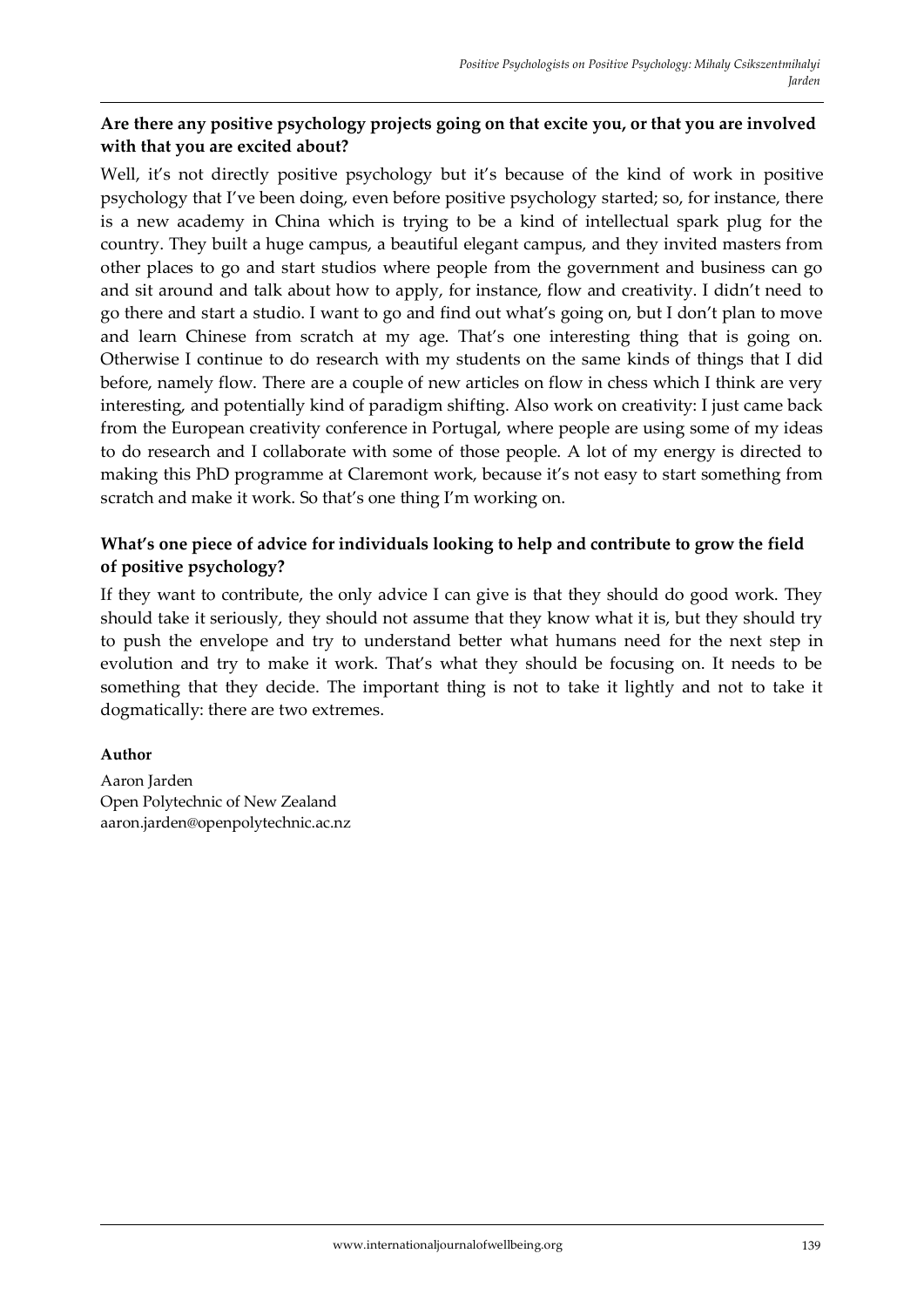**Are there any positive psychology projects going on that excite you, or that you are involved with that you are excited about?**

Well, it's not directly positive psychology but it's because of the kind of work in positive psychology that I've been doing, even before positive psychology started; so, for instance, there is a new academy in China which is trying to be a kind of intellectual spark plug for the country. They built a huge campus, a beautiful elegant campus, and they invited masters from other places to go and start studios where people from the government and business can go and sit around and talk about how to apply, for instance, flow and creativity. I didn't need to go there and start a studio. I want to go and find out what's going on, but I don't plan to move and learn Chinese from scratch at my age. That's one interesting thing that is going on. Otherwise I continue to do research with my students on the same kinds of things that I did before, namely flow. There are a couple of new articles on flow in chess which I think are very interesting, and potentially kind of paradigm shifting. Also work on creativity: I just came back from the European creativity conference in Portugal, where people are using some of my ideas to do research and I collaborate with some of those people. A lot of my energy is directed to making this PhD programme at Claremont work, because it's not easy to start something from scratch and make it work. So that's one thing I'm working on.

**What's one piece of advice for individuals looking to help and contribute to grow the field of positive psychology?**

If they want to contribute, the only advice I can give is that they should do good work. They should take it seriously, they should not assume that they know what it is, but they should try to push the envelope and try to understand better what humans need for the next step in evolution and try to make it work. That's what they should be focusing on. It needs to be something that they decide. The important thing is not to take it lightly and not to take it dogmatically: there are two extremes.

**Author**

Aaron Jarden
Open Polytechnic of New Zealand
aaron.jarden@openpolytechnic.ac.nz